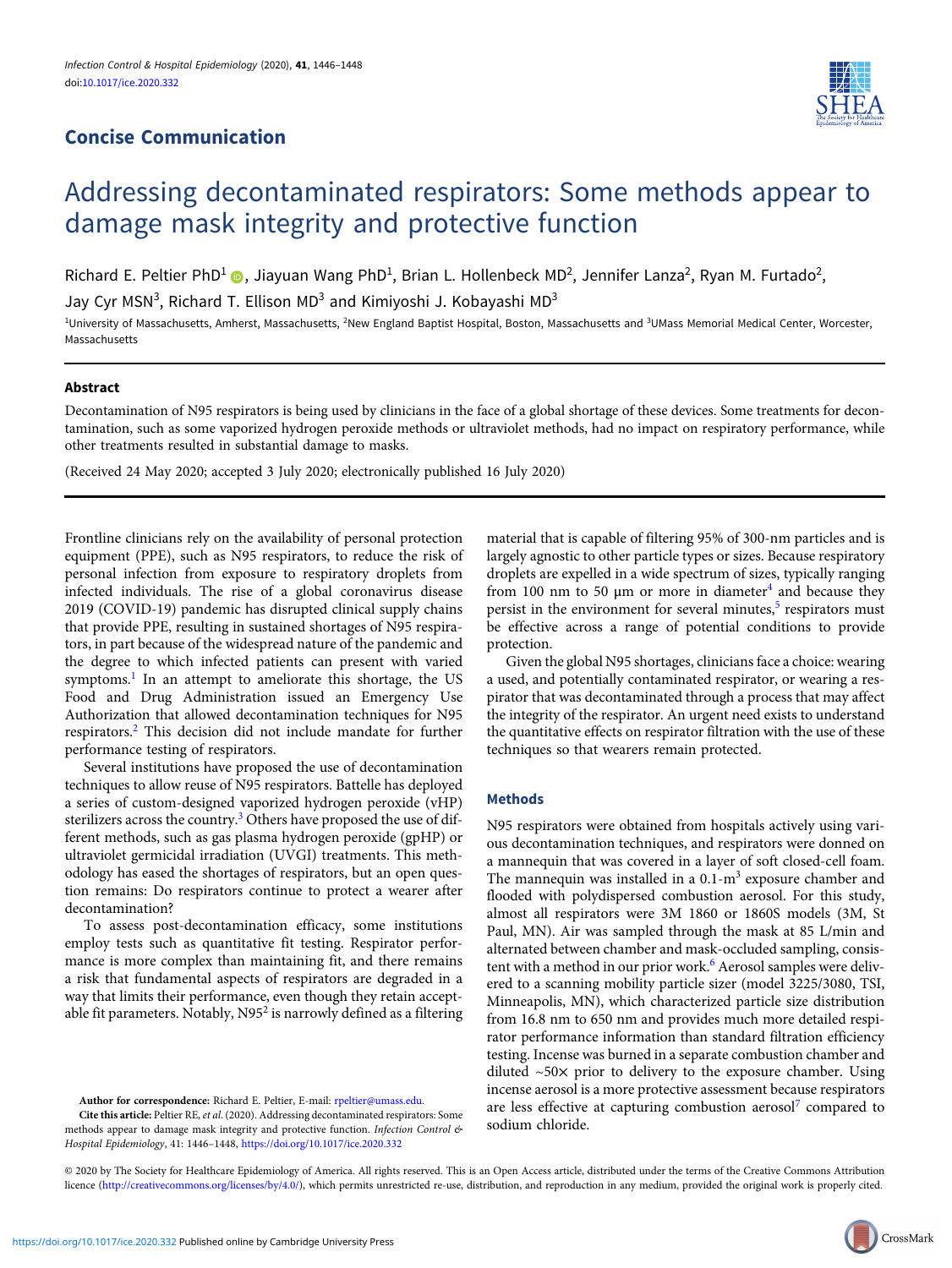## Concise Communication

# Addressing decontaminated respirators: Some methods appear to damage mask integrity and protective function

Richard E. Peltier PhD[1], Jiayuan Wang PhD[1], Brian L. Hollenbeck MD[2], Jennifer Lanza[2], Ryan M. Furtado[2], Jay Cyr MSN[3], Richard T. Ellison MD[3] and Kimiyoshi J. Kobayashi MD[3]

[1]University of Massachusetts, Amherst, Massachusetts, [2]New England Baptist Hospital, Boston, Massachusetts and [3]UMass Memorial Medical Center, Worcester, Massachusetts

### Abstract

Decontamination of N95 respirators is being used by clinicians in the face of a global shortage of these devices. Some treatments for decontamination, such as some vaporized hydrogen peroxide methods or ultraviolet methods, had no impact on respiratory performance, while other treatments resulted in substantial damage to masks.

(Received 24 May 2020; accepted 3 July 2020; electronically published 16 July 2020)

Frontline clinicians rely on the availability of personal protection equipment (PPE), such as N95 respirators, to reduce the risk of personal infection from exposure to respiratory droplets from infected individuals. The rise of a global coronavirus disease 2019 (COVID-19) pandemic has disrupted clinical supply chains that provide PPE, resulting in sustained shortages of N95 respirators, in part because of the widespread nature of the pandemic and the degree to which infected patients can present with varied symptoms.[1] In an attempt to ameliorate this shortage, the US Food and Drug Administration issued an Emergency Use Authorization that allowed decontamination techniques for N95 respirators.[2] This decision did not include mandate for further performance testing of respirators.

Several institutions have proposed the use of decontamination techniques to allow reuse of N95 respirators. Battelle has deployed a series of custom-designed vaporized hydrogen peroxide (vHP) sterilizers across the country.[3] Others have proposed the use of different methods, such as gas plasma hydrogen peroxide (gpHP) or ultraviolet germicidal irradiation (UVGI) treatments. This methodology has eased the shortages of respirators, but an open question remains: Do respirators continue to protect a wearer after decontamination?

To assess post-decontamination efficacy, some institutions employ tests such as quantitative fit testing. Respirator performance is more complex than maintaining fit, and there remains a risk that fundamental aspects of respirators are degraded in a way that limits their performance, even though they retain acceptable fit parameters. Notably, N95[2] is narrowly defined as a filtering material that is capable of filtering 95% of 300-nm particles and is largely agnostic to other particle types or sizes. Because respiratory droplets are expelled in a wide spectrum of sizes, typically ranging from 100 nm to 50 µm or more in diameter[4] and because they persist in the environment for several minutes,[5] respirators must be effective across a range of potential conditions to provide protection.

Given the global N95 shortages, clinicians face a choice: wearing a used, and potentially contaminated respirator, or wearing a respirator that was decontaminated through a process that may affect the integrity of the respirator. An urgent need exists to understand the quantitative effects on respirator filtration with the use of these techniques so that wearers remain protected.

### Methods

N95 respirators were obtained from hospitals actively using various decontamination techniques, and respirators were donned on a mannequin that was covered in a layer of soft closed-cell foam. The mannequin was installed in a 0.1-$m^3$ exposure chamber and flooded with polydispersed combustion aerosol. For this study, almost all respirators were 3M 1860 or 1860S models (3M, St Paul, MN). Air was sampled through the mask at 85 L/min and alternated between chamber and mask-occluded sampling, consistent with a method in our prior work.[6] Aerosol samples were delivered to a scanning mobility particle sizer (model 3225/3080, TSI, Minneapolis, MN), which characterized particle size distribution from 16.8 nm to 650 nm and provides much more detailed respirator performance information than standard filtration efficiency testing. Incense was burned in a separate combustion chamber and diluted ~50× prior to delivery to the exposure chamber. Using incense aerosol is a more protective assessment because respirators are less effective at capturing combustion aerosol[7] compared to sodium chloride.

**Author for correspondence:** Richard E. Peltier, E-mail: rpeltier@umass.edu.

**Cite this article:** Peltier RE, *et al.* (2020). Addressing decontaminated respirators: Some methods appear to damage mask integrity and protective function. *Infection Control & Hospital Epidemiology*, 41: 1446–1448, https://doi.org/10.1017/ice.2020.332

© 2020 by The Society for Healthcare Epidemiology of America. All rights reserved. This is an Open Access article, distributed under the terms of the Creative Commons Attribution licence (http://creativecommons.org/licenses/by/4.0/), which permits unrestricted re-use, distribution, and reproduction in any medium, provided the original work is properly cited.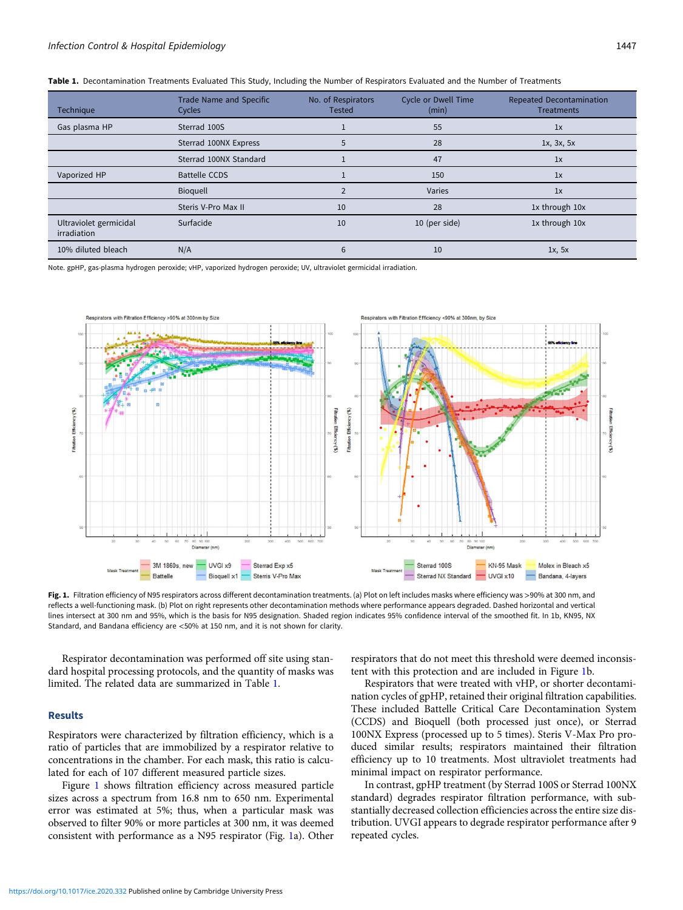**Table 1.** Decontamination Treatments Evaluated This Study, Including the Number of Respirators Evaluated and the Number of Treatments

| Technique | Trade Name and Specific Cycles | No. of Respirators Tested | Cycle or Dwell Time (min) | Repeated Decontamination Treatments |
|---|---|---|---|---|
| Gas plasma HP | Sterrad 100S | 1 | 55 | 1x |
| | Sterrad 100NX Express | 5 | 28 | 1x, 3x, 5x |
| | Sterrad 100NX Standard | 1 | 47 | 1x |
| Vaporized HP | Battelle CCDS | 1 | 150 | 1x |
| | Bioquell | 2 | Varies | 1x |
| | Steris V-Pro Max II | 10 | 28 | 1x through 10x |
| Ultraviolet germicidal irradiation | Surfacide | 10 | 10 (per side) | 1x through 10x |
| 10% diluted bleach | N/A | 6 | 10 | 1x, 5x |

Note. gpHP, gas-plasma hydrogen peroxide; vHP, vaporized hydrogen peroxide; UV, ultraviolet germicidal irradiation.

**Fig. 1.** Filtration efficiency of N95 respirators across different decontamination treatments. (a) Plot on left includes masks where efficiency was >90% at 300 nm, and reflects a well-functioning mask. (b) Plot on right represents other decontamination methods where performance appears degraded. Dashed horizontal and vertical lines intersect at 300 nm and 95%, which is the basis for N95 designation. Shaded region indicates 95% confidence interval of the smoothed fit. In 1b, KN95, NX Standard, and Bandana efficiency are <50% at 150 nm, and it is not shown for clarity.

Respirator decontamination was performed off site using standard hospital processing protocols, and the quantity of masks was limited. The related data are summarized in Table 1.

## Results

Respirators were characterized by filtration efficiency, which is a ratio of particles that are immobilized by a respirator relative to concentrations in the chamber. For each mask, this ratio is calculated for each of 107 different measured particle sizes.

Figure 1 shows filtration efficiency across measured particle sizes across a spectrum from 16.8 nm to 650 nm. Experimental error was estimated at 5%; thus, when a particular mask was observed to filter 90% or more particles at 300 nm, it was deemed consistent with performance as a N95 respirator (Fig. 1a). Other respirators that do not meet this threshold were deemed inconsistent with this protection and are included in Figure 1b.

Respirators that were treated with vHP, or shorter decontamination cycles of gpHP, retained their original filtration capabilities. These included Battelle Critical Care Decontamination System (CCDS) and Bioquell (both processed just once), or Sterrad 100NX Express (processed up to 5 times). Steris V-Max Pro produced similar results; respirators maintained their filtration efficiency up to 10 treatments. Most ultraviolet treatments had minimal impact on respirator performance.

In contrast, gpHP treatment (by Sterrad 100S or Sterrad 100NX standard) degrades respirator filtration performance, with substantially decreased collection efficiencies across the entire size distribution. UVGI appears to degrade respirator performance after 9 repeated cycles.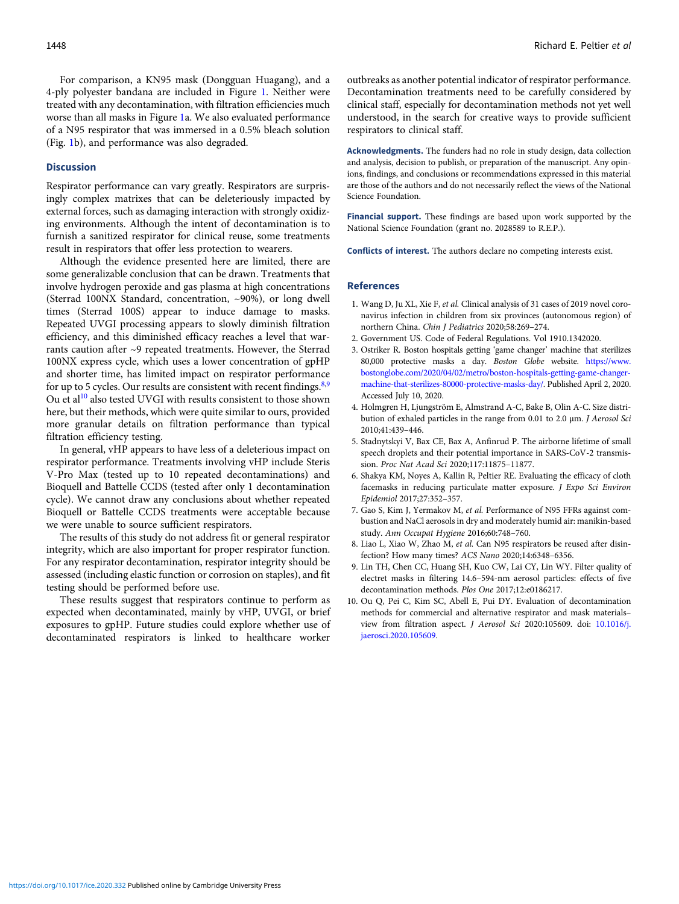For comparison, a KN95 mask (Dongguan Huagang), and a 4-ply polyester bandana are included in Figure 1. Neither were treated with any decontamination, with filtration efficiencies much worse than all masks in Figure 1a. We also evaluated performance of a N95 respirator that was immersed in a 0.5% bleach solution (Fig. 1b), and performance was also degraded.

## Discussion

Respirator performance can vary greatly. Respirators are surprisingly complex matrixes that can be deleteriously impacted by external forces, such as damaging interaction with strongly oxidizing environments. Although the intent of decontamination is to furnish a sanitized respirator for clinical reuse, some treatments result in respirators that offer less protection to wearers.

Although the evidence presented here are limited, there are some generalizable conclusion that can be drawn. Treatments that involve hydrogen peroxide and gas plasma at high concentrations (Sterrad 100NX Standard, concentration, ~90%), or long dwell times (Sterrad 100S) appear to induce damage to masks. Repeated UVGI processing appears to slowly diminish filtration efficiency, and this diminished efficacy reaches a level that warrants caution after ~9 repeated treatments. However, the Sterrad 100NX express cycle, which uses a lower concentration of gpHP and shorter time, has limited impact on respirator performance for up to 5 cycles. Our results are consistent with recent findings.[8,9] Ou et al[10] also tested UVGI with results consistent to those shown here, but their methods, which were quite similar to ours, provided more granular details on filtration performance than typical filtration efficiency testing.

In general, vHP appears to have less of a deleterious impact on respirator performance. Treatments involving vHP include Steris V-Pro Max (tested up to 10 repeated decontaminations) and Bioquell and Battelle CCDS (tested after only 1 decontamination cycle). We cannot draw any conclusions about whether repeated Bioquell or Battelle CCDS treatments were acceptable because we were unable to source sufficient respirators.

The results of this study do not address fit or general respirator integrity, which are also important for proper respirator function. For any respirator decontamination, respirator integrity should be assessed (including elastic function or corrosion on staples), and fit testing should be performed before use.

These results suggest that respirators continue to perform as expected when decontaminated, mainly by vHP, UVGI, or brief exposures to gpHP. Future studies could explore whether use of decontaminated respirators is linked to healthcare worker outbreaks as another potential indicator of respirator performance. Decontamination treatments need to be carefully considered by clinical staff, especially for decontamination methods not yet well understood, in the search for creative ways to provide sufficient respirators to clinical staff.

**Acknowledgments.** The funders had no role in study design, data collection and analysis, decision to publish, or preparation of the manuscript. Any opinions, findings, and conclusions or recommendations expressed in this material are those of the authors and do not necessarily reflect the views of the National Science Foundation.

**Financial support.** These findings are based upon work supported by the National Science Foundation (grant no. 2028589 to R.E.P.).

**Conflicts of interest.** The authors declare no competing interests exist.

## References

1. Wang D, Ju XL, Xie F, *et al.* Clinical analysis of 31 cases of 2019 novel coronavirus infection in children from six provinces (autonomous region) of northern China. *Chin J Pediatrics* 2020;58:269–274.
2. Government US. Code of Federal Regulations. Vol 1910.1342020.
3. Ostriker R. Boston hospitals getting 'game changer' machine that sterilizes 80,000 protective masks a day. *Boston Globe* website. https://www.bostonglobe.com/2020/04/02/metro/boston-hospitals-getting-game-changer-machine-that-sterilizes-80000-protective-masks-day/. Published April 2, 2020. Accessed July 10, 2020.
4. Holmgren H, Ljungström E, Almstrand A-C, Bake B, Olin A-C. Size distribution of exhaled particles in the range from 0.01 to 2.0 μm. *J Aerosol Sci* 2010;41:439–446.
5. Stadnytskyi V, Bax CE, Bax A, Anfinrud P. The airborne lifetime of small speech droplets and their potential importance in SARS-CoV-2 transmission. *Proc Nat Acad Sci* 2020;117:11875–11877.
6. Shakya KM, Noyes A, Kallin R, Peltier RE. Evaluating the efficacy of cloth facemasks in reducing particulate matter exposure. *J Expo Sci Environ Epidemiol* 2017;27:352–357.
7. Gao S, Kim J, Yermakov M, *et al.* Performance of N95 FFRs against combustion and NaCl aerosols in dry and moderately humid air: manikin-based study. *Ann Occupat Hygiene* 2016;60:748–760.
8. Liao L, Xiao W, Zhao M, *et al.* Can N95 respirators be reused after disinfection? How many times? *ACS Nano* 2020;14:6348–6356.
9. Lin TH, Chen CC, Huang SH, Kuo CW, Lai CY, Lin WY. Filter quality of electret masks in filtering 14.6–594-nm aerosol particles: effects of five decontamination methods. *Plos One* 2017;12:e0186217.
10. Ou Q, Pei C, Kim SC, Abell E, Pui DY. Evaluation of decontamination methods for commercial and alternative respirator and mask materials–view from filtration aspect. *J Aerosol Sci* 2020:105609. doi: 10.1016/j.jaerosci.2020.105609.